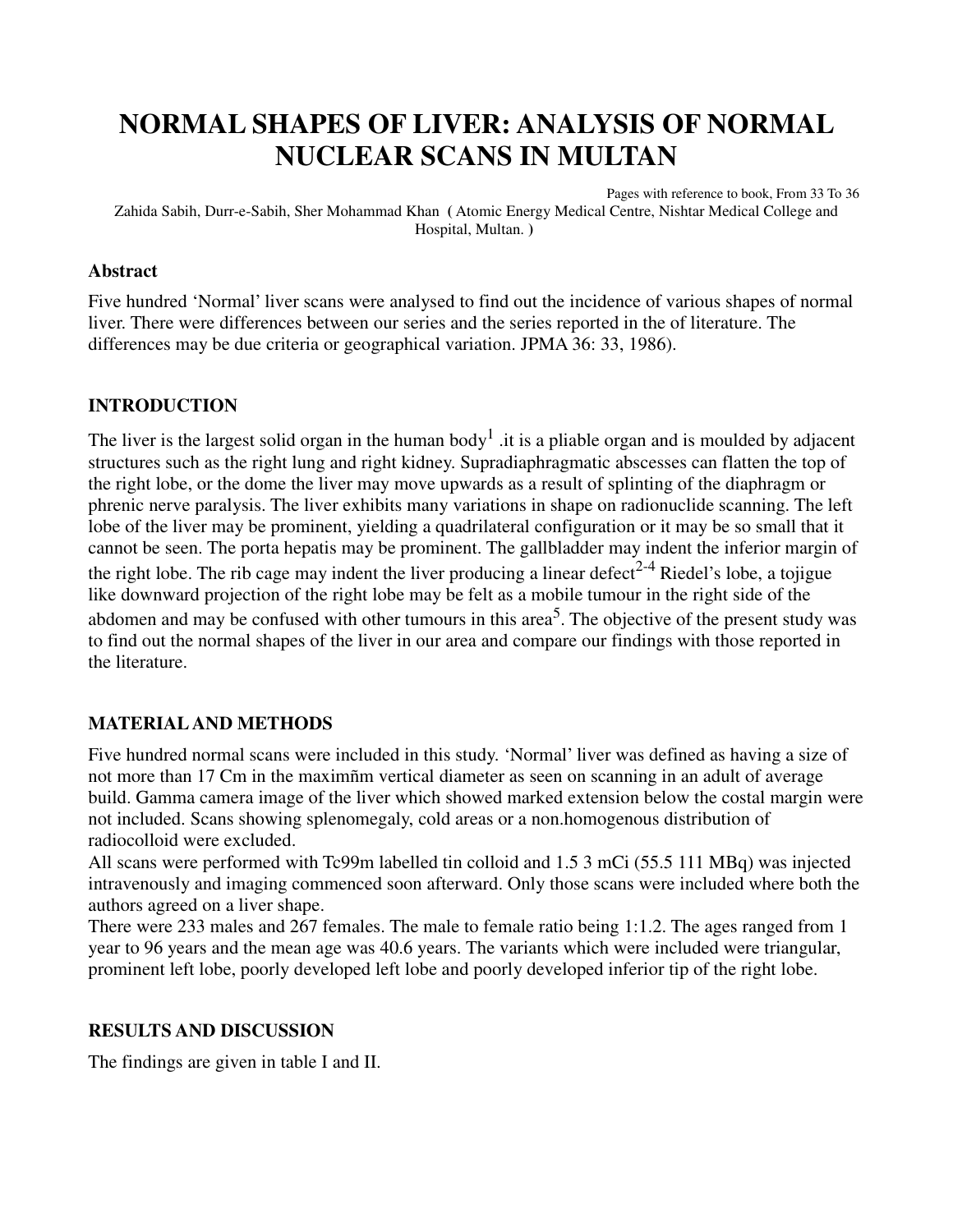# NORMAL SHAPES OF LIVER: ANALYSIS OF NORMAL NUCLEAR SCANS IN MULTAN

Pages with reference to book, From 33 To 36

Zahida Sabih, Durr-e-Sabih, Sher Mohammad Khan ( Atomic Energy Medical Centre, Nishtar Medical College and Hospital, Multan. )

### Abstract

Five hundred 'Normal' liver scans were analysed to find out the incidence of various shapes of normal liver. There were differences between our series and the series reported in the of literature. The differences may be due criteria or geographical variation. JPMA 36: 33, 1986).

### INTRODUCTION

The liver is the largest solid organ in the human body[1] .it is a pliable organ and is moulded by adjacent structures such as the right lung and right kidney. Supradiaphragmatic abscesses can flatten the top of the right lobe, or the dome the liver may move upwards as a result of splinting of the diaphragm or phrenic nerve paralysis. The liver exhibits many variations in shape on radionuclide scanning. The left lobe of the liver may be prominent, yielding a quadrilateral configuration or it may be so small that it cannot be seen. The porta hepatis may be prominent. The gallbladder may indent the inferior margin of the right lobe. The rib cage may indent the liver producing a linear defect[2-4] Riedel's lobe, a tojigue like downward projection of the right lobe may be felt as a mobile tumour in the right side of the abdomen and may be confused with other tumours in this area[5]. The objective of the present study was to find out the normal shapes of the liver in our area and compare our findings with those reported in the literature.

### MATERIAL AND METHODS

Five hundred normal scans were included in this study. 'Normal' liver was defined as having a size of not more than 17 Cm in the maximñm vertical diameter as seen on scanning in an adult of average build. Gamma camera image of the liver which showed marked extension below the costal margin were not included. Scans showing splenomegaly, cold areas or a non.homogenous distribution of radiocolloid were excluded.

All scans were performed with Tc99m labelled tin colloid and 1.5 3 mCi (55.5 111 MBq) was injected intravenously and imaging commenced soon afterward. Only those scans were included where both the authors agreed on a liver shape.

There were 233 males and 267 females. The male to female ratio being 1:1.2. The ages ranged from 1 year to 96 years and the mean age was 40.6 years. The variants which were included were triangular, prominent left lobe, poorly developed left lobe and poorly developed inferior tip of the right lobe.

### RESULTS AND DISCUSSION

The findings are given in table I and II.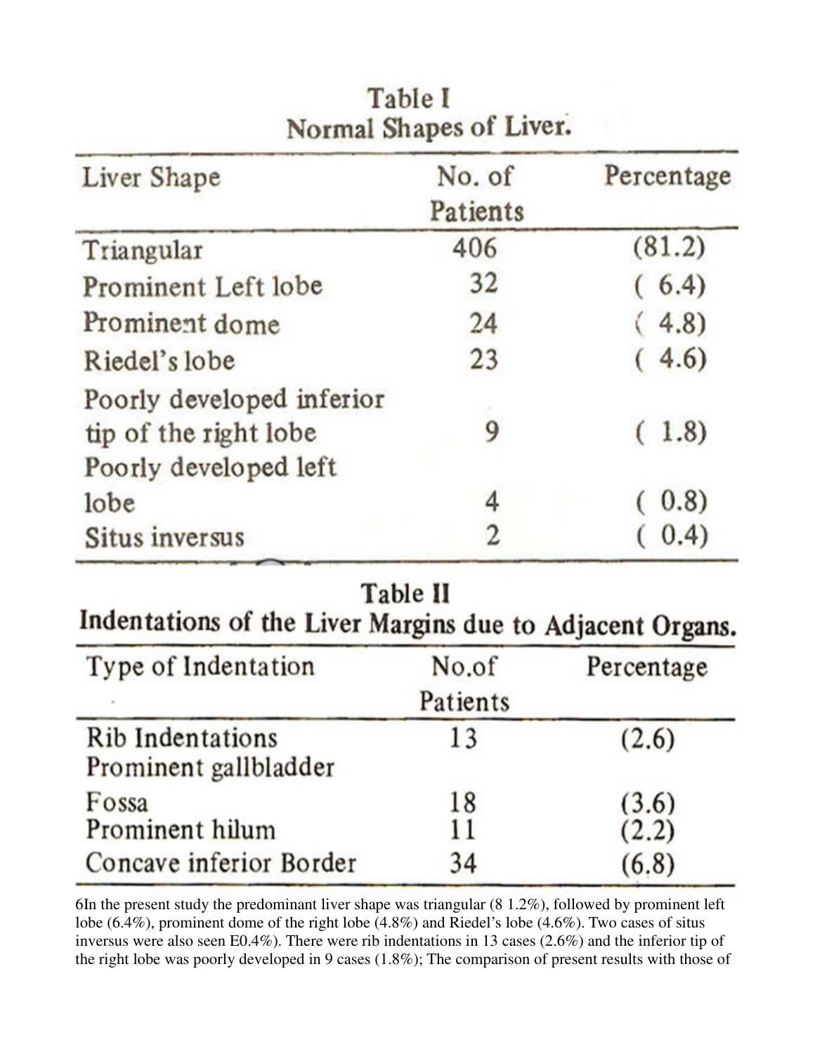**Table I**
**Normal Shapes of Liver.**

| Liver Shape | No. of Patients | Percentage |
|---|---|---|
| Triangular | 406 | (81.2) |
| Prominent Left lobe | 32 | ( 6.4) |
| Prominent dome | 24 | ( 4.8) |
| Riedel's lobe | 23 | ( 4.6) |
| Poorly developed inferior tip of the right lobe | 9 | ( 1.8) |
| Poorly developed left lobe | 4 | ( 0.8) |
| Situs inversus | 2 | ( 0.4) |

**Table II**
**Indentations of the Liver Margins due to Adjacent Organs.**

| Type of Indentation | No.of Patients | Percentage |
|---|---|---|
| Rib Indentations | 13 | (2.6) |
| Prominent gallbladder Fossa | 18 | (3.6) |
| Prominent hilum | 11 | (2.2) |
| Concave inferior Border | 34 | (6.8) |

6In the present study the predominant liver shape was triangular (8 1.2%), followed by prominent left lobe (6.4%), prominent dome of the right lobe (4.8%) and Riedel's lobe (4.6%). Two cases of situs inversus were also seen E0.4%). There were rib indentations in 13 cases (2.6%) and the inferior tip of the right lobe was poorly developed in 9 cases (1.8%); The comparison of present results with those of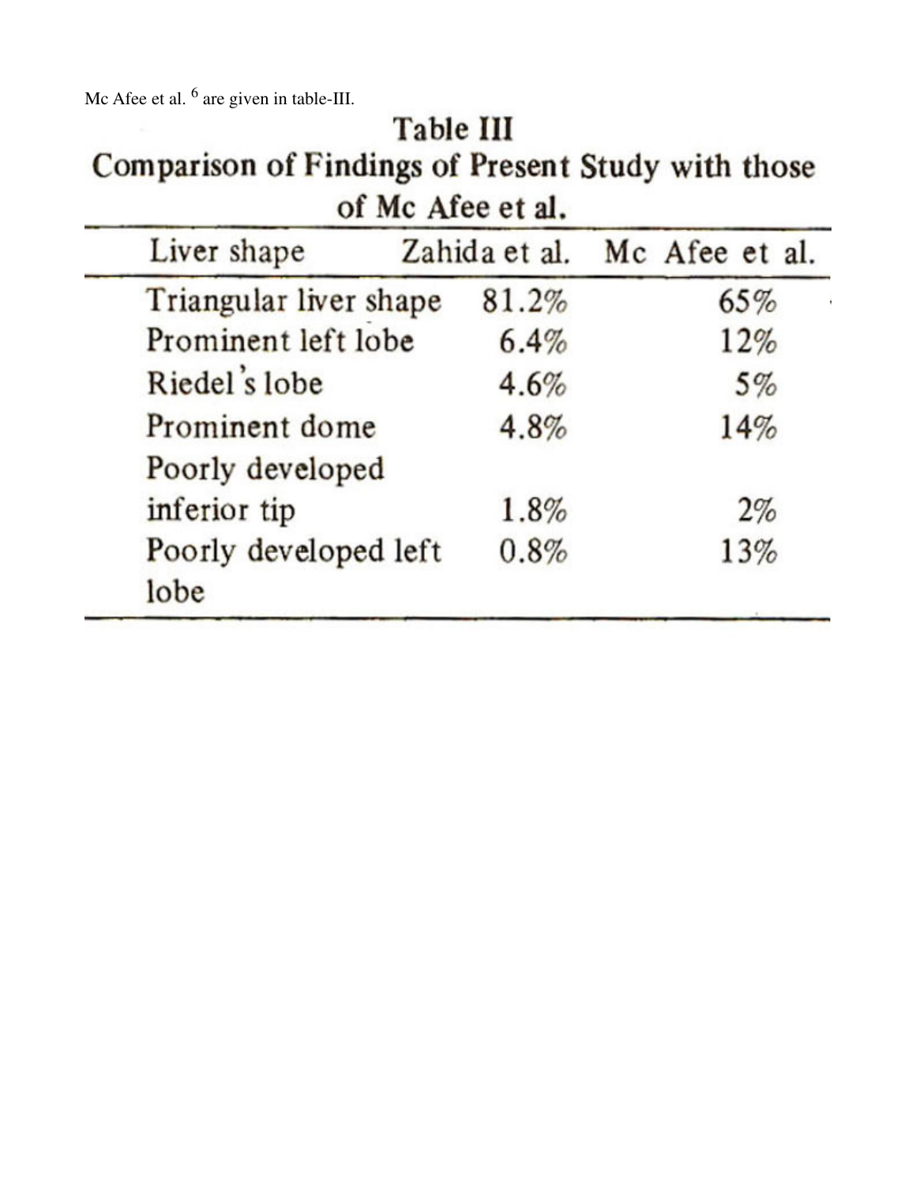Mc Afee et al. [6] are given in table-III.

**Table III**
**Comparison of Findings of Present Study with those of Mc Afee et al.**

| Liver shape | Zahida et al. | Mc Afee et al. |
|---|---|---|
| Triangular liver shape | 81.2% | 65% |
| Prominent left lobe | 6.4% | 12% |
| Riedel's lobe | 4.6% | 5% |
| Prominent dome | 4.8% | 14% |
| Poorly developed inferior tip | 1.8% | 2% |
| Poorly developed left lobe | 0.8% | 13% |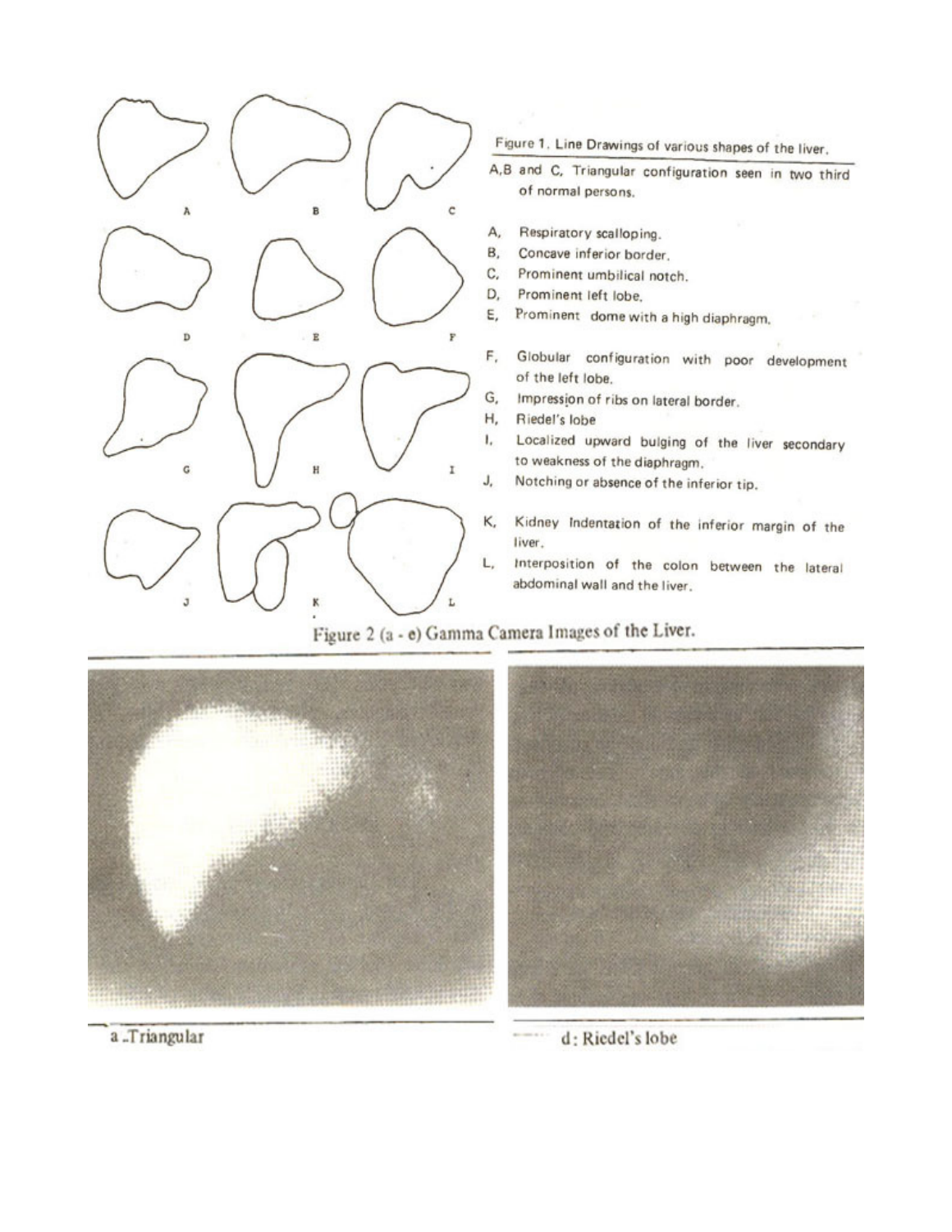Figure 1. Line Drawings of various shapes of the liver.

A,B and C, Triangular configuration seen in two third of normal persons.

- A, Respiratory scalloping.
- B, Concave inferior border.
- C, Prominent umbilical notch.
- D, Prominent left lobe.
- E, Prominent dome with a high diaphragm.
- F, Globular configuration with poor development of the left lobe.
- G, Impression of ribs on lateral border.
- H, Riedel's lobe
- I, Localized upward bulging of the liver secondary to weakness of the diaphragm.
- J, Notching or absence of the inferior tip.
- K, Kidney Indentation of the inferior margin of the liver.
- L, Interposition of the colon between the lateral abdominal wall and the liver.

Figure 2 (a - e) Gamma Camera Images of the Liver.

a. Triangular

d: Riedel's lobe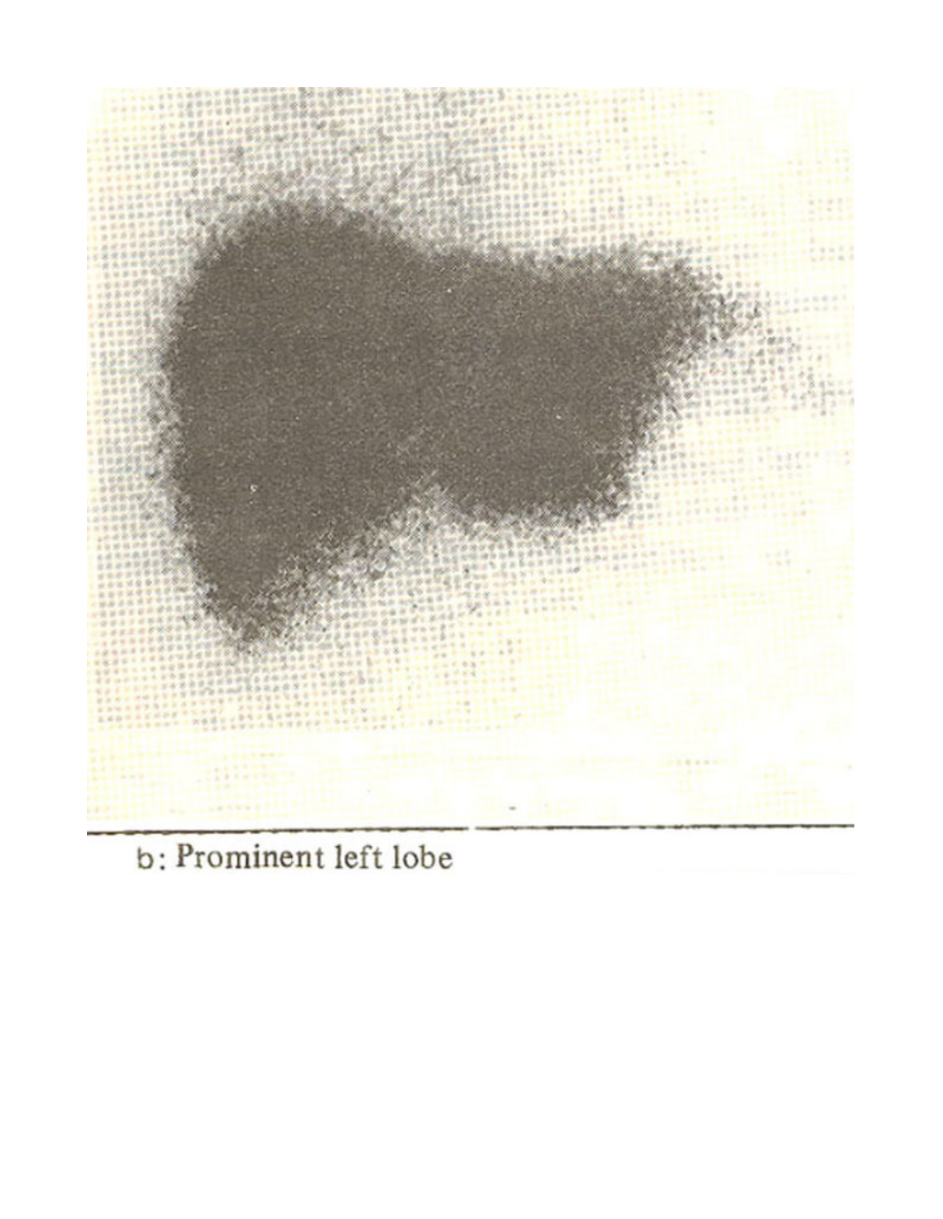b: Prominent left lobe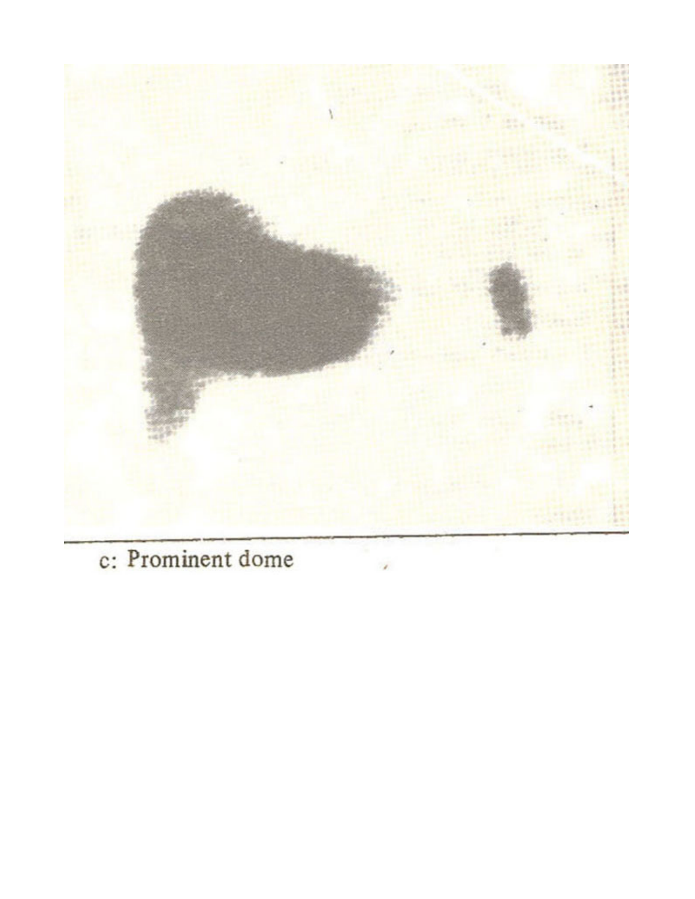c: Prominent dome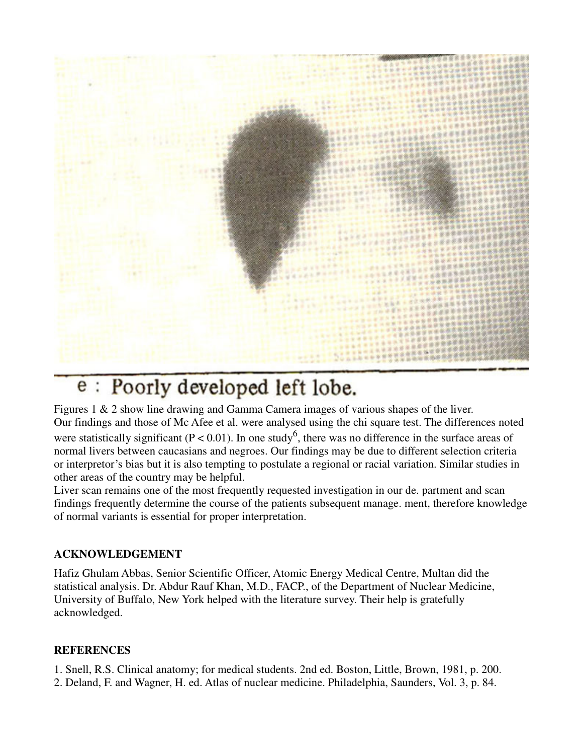e : Poorly developed left lobe.

Figures 1 & 2 show line drawing and Gamma Camera images of various shapes of the liver.
Our findings and those of Mc Afee et al. were analysed using the chi square test. The differences noted were statistically significant ($P < 0.01$). In one study[6], there was no difference in the surface areas of normal livers between caucasians and negroes. Our findings may be due to different selection criteria or interpretor's bias but it is also tempting to postulate a regional or racial variation. Similar studies in other areas of the country may be helpful.
Liver scan remains one of the most frequently requested investigation in our de. partment and scan findings frequently determine the course of the patients subsequent manage. ment, therefore knowledge of normal variants is essential for proper interpretation.

## ACKNOWLEDGEMENT

Hafiz Ghulam Abbas, Senior Scientific Officer, Atomic Energy Medical Centre, Multan did the statistical analysis. Dr. Abdur Rauf Khan, M.D., FACP., of the Department of Nuclear Medicine, University of Buffalo, New York helped with the literature survey. Their help is gratefully acknowledged.

## REFERENCES

1. Snell, R.S. Clinical anatomy; for medical students. 2nd ed. Boston, Little, Brown, 1981, p. 200.
2. Deland, F. and Wagner, H. ed. Atlas of nuclear medicine. Philadelphia, Saunders, Vol. 3, p. 84.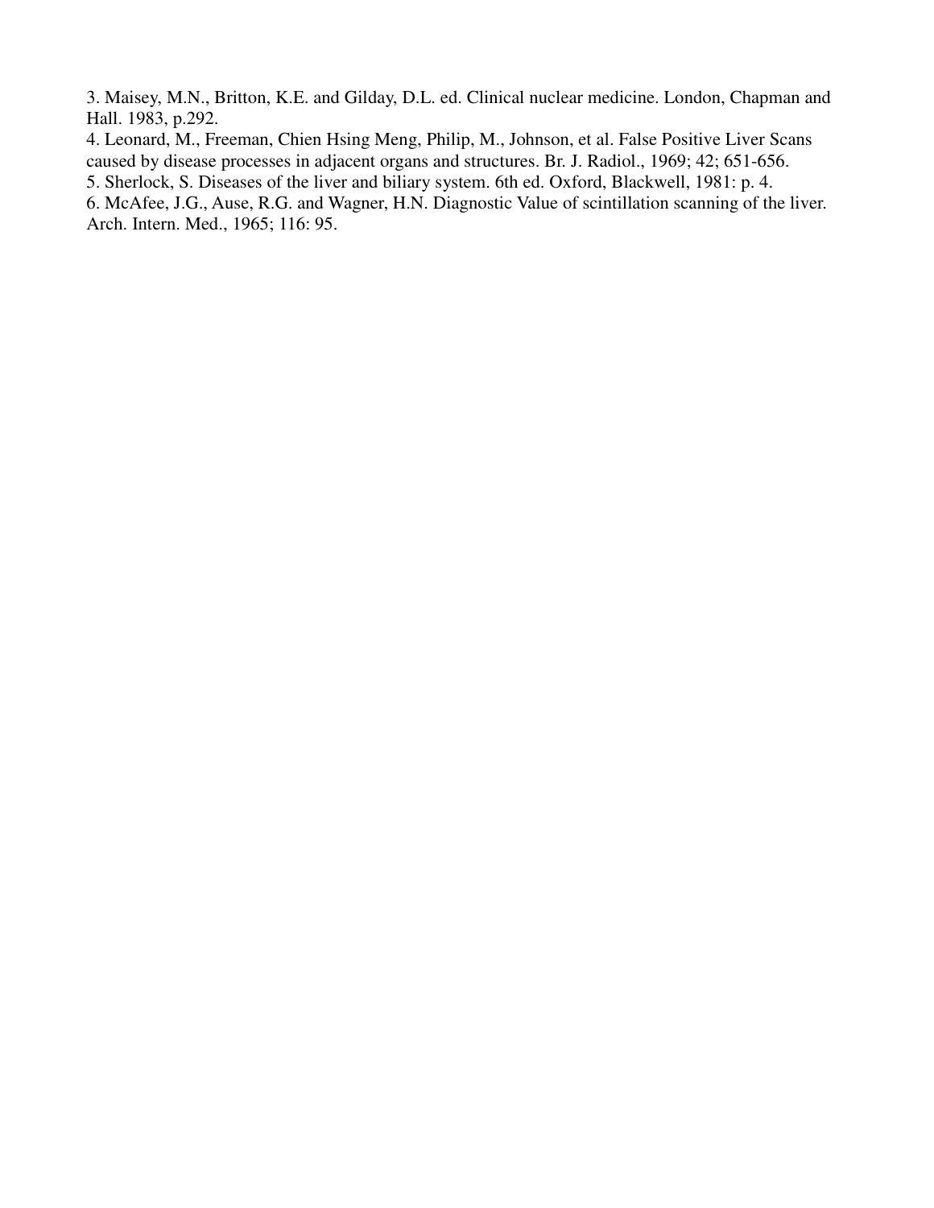3. Maisey, M.N., Britton, K.E. and Gilday, D.L. ed. Clinical nuclear medicine. London, Chapman and Hall. 1983, p.292.
4. Leonard, M., Freeman, Chien Hsing Meng, Philip, M., Johnson, et al. False Positive Liver Scans caused by disease processes in adjacent organs and structures. Br. J. Radiol., 1969; 42; 651-656.
5. Sherlock, S. Diseases of the liver and biliary system. 6th ed. Oxford, Blackwell, 1981: p. 4.
6. McAfee, J.G., Ause, R.G. and Wagner, H.N. Diagnostic Value of scintillation scanning of the liver. Arch. Intern. Med., 1965; 116: 95.